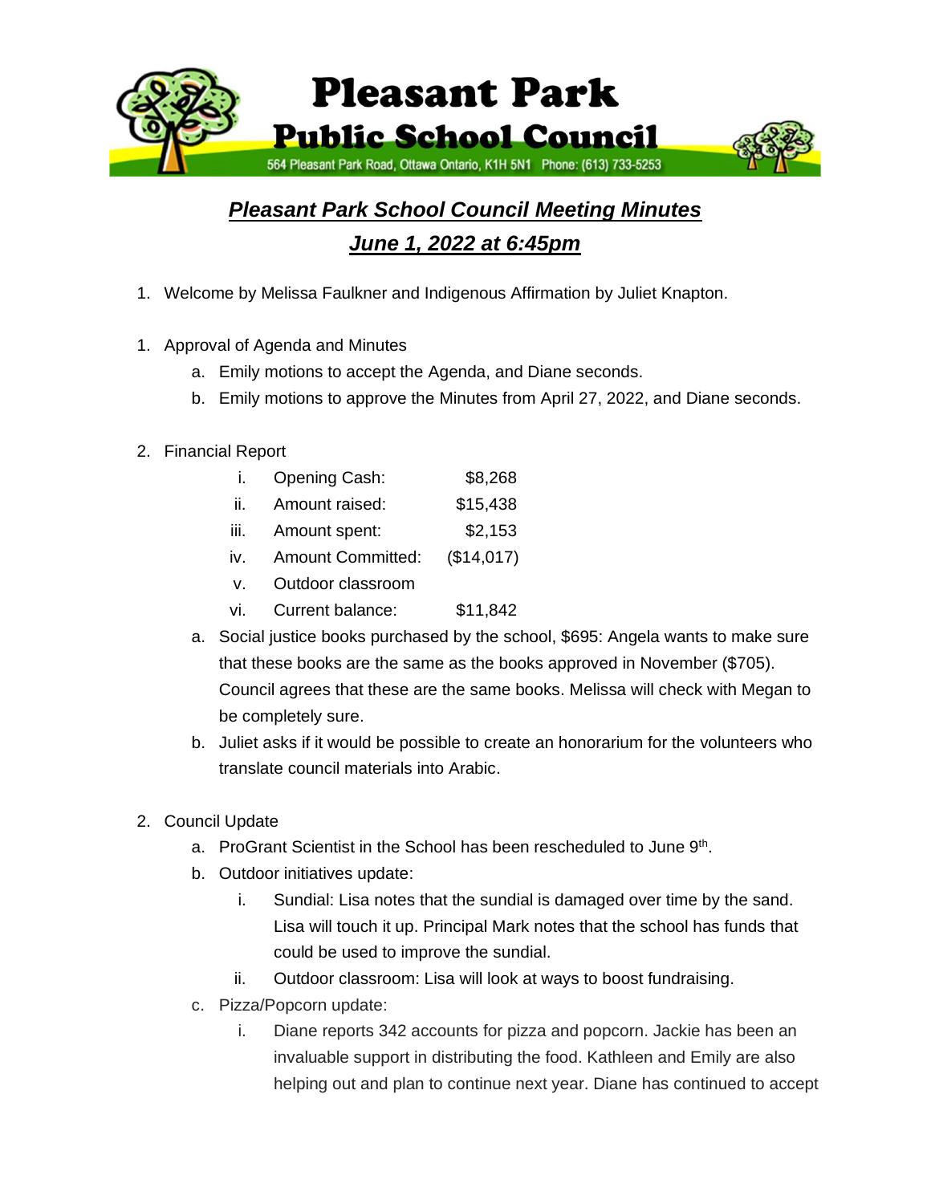# Pleasant Park Public School Council

564 Pleasant Park Road, Ottawa Ontario, K1H 5N1 Phone: (613) 733-5253

## ***Pleasant Park School Council Meeting Minutes***

## ***June 1, 2022 at 6:45pm***

1. Welcome by Melissa Faulkner and Indigenous Affirmation by Juliet Knapton.

1. Approval of Agenda and Minutes
   a. Emily motions to accept the Agenda, and Diane seconds.
   b. Emily motions to approve the Minutes from April 27, 2022, and Diane seconds.

2. Financial Report
   i. Opening Cash: $8,268
   ii. Amount raised: $15,438
   iii. Amount spent: $2,153
   iv. Amount Committed: ($14,017)
   v. Outdoor classroom
   vi. Current balance: $11,842

   a. Social justice books purchased by the school, $695: Angela wants to make sure that these books are the same as the books approved in November ($705). Council agrees that these are the same books. Melissa will check with Megan to be completely sure.
   b. Juliet asks if it would be possible to create an honorarium for the volunteers who translate council materials into Arabic.

2. Council Update
   a. ProGrant Scientist in the School has been rescheduled to June 9th.
   b. Outdoor initiatives update:
      i. Sundial: Lisa notes that the sundial is damaged over time by the sand. Lisa will touch it up. Principal Mark notes that the school has funds that could be used to improve the sundial.
      ii. Outdoor classroom: Lisa will look at ways to boost fundraising.
   c. Pizza/Popcorn update:
      i. Diane reports 342 accounts for pizza and popcorn. Jackie has been an invaluable support in distributing the food. Kathleen and Emily are also helping out and plan to continue next year. Diane has continued to accept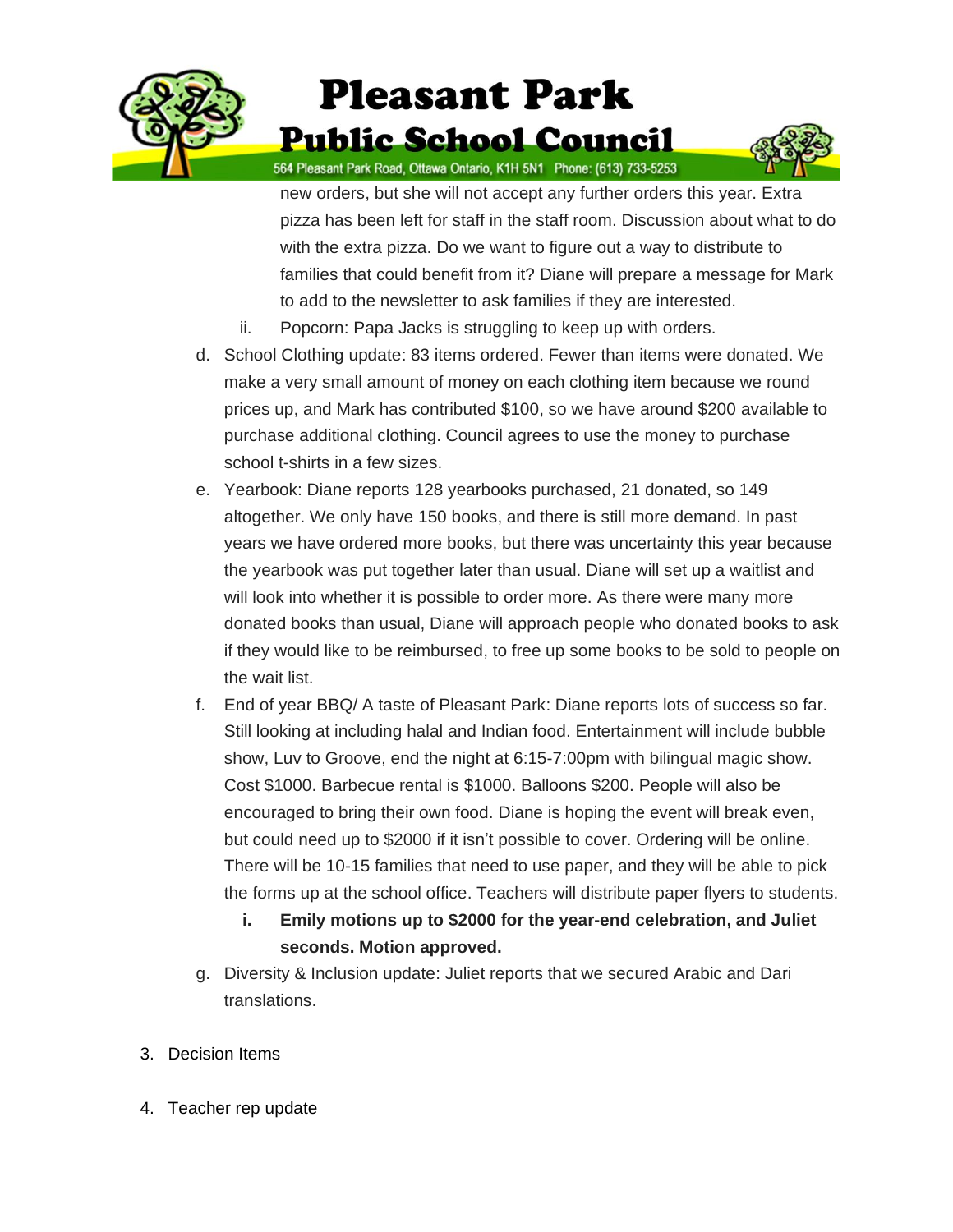new orders, but she will not accept any further orders this year. Extra pizza has been left for staff in the staff room. Discussion about what to do with the extra pizza. Do we want to figure out a way to distribute to families that could benefit from it? Diane will prepare a message for Mark to add to the newsletter to ask families if they are interested.

   ii. Popcorn: Papa Jacks is struggling to keep up with orders.

d. School Clothing update: 83 items ordered. Fewer than items were donated. We make a very small amount of money on each clothing item because we round prices up, and Mark has contributed $100, so we have around $200 available to purchase additional clothing. Council agrees to use the money to purchase school t-shirts in a few sizes.

e. Yearbook: Diane reports 128 yearbooks purchased, 21 donated, so 149 altogether. We only have 150 books, and there is still more demand. In past years we have ordered more books, but there was uncertainty this year because the yearbook was put together later than usual. Diane will set up a waitlist and will look into whether it is possible to order more. As there were many more donated books than usual, Diane will approach people who donated books to ask if they would like to be reimbursed, to free up some books to be sold to people on the wait list.

f. End of year BBQ/ A taste of Pleasant Park: Diane reports lots of success so far. Still looking at including halal and Indian food. Entertainment will include bubble show, Luv to Groove, end the night at 6:15-7:00pm with bilingual magic show. Cost $1000. Barbecue rental is $1000. Balloons $200. People will also be encouraged to bring their own food. Diane is hoping the event will break even, but could need up to $2000 if it isn't possible to cover. Ordering will be online. There will be 10-15 families that need to use paper, and they will be able to pick the forms up at the school office. Teachers will distribute paper flyers to students.

   **i. Emily motions up to $2000 for the year-end celebration, and Juliet seconds. Motion approved.**

g. Diversity & Inclusion update: Juliet reports that we secured Arabic and Dari translations.

3. Decision Items

4. Teacher rep update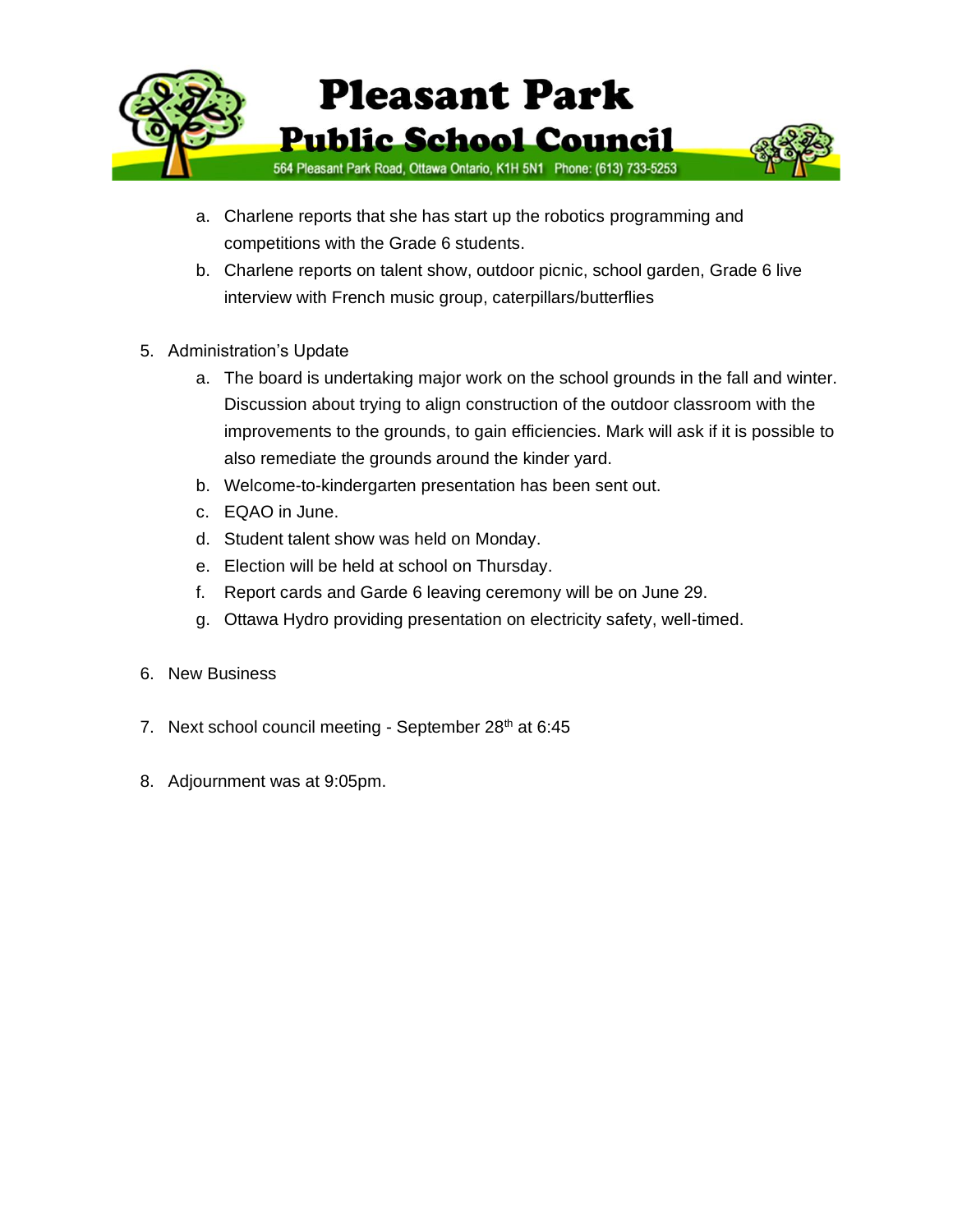a. Charlene reports that she has start up the robotics programming and competitions with the Grade 6 students.
   b. Charlene reports on talent show, outdoor picnic, school garden, Grade 6 live interview with French music group, caterpillars/butterflies

5. Administration's Update
   a. The board is undertaking major work on the school grounds in the fall and winter. Discussion about trying to align construction of the outdoor classroom with the improvements to the grounds, to gain efficiencies. Mark will ask if it is possible to also remediate the grounds around the kinder yard.
   b. Welcome-to-kindergarten presentation has been sent out.
   c. EQAO in June.
   d. Student talent show was held on Monday.
   e. Election will be held at school on Thursday.
   f. Report cards and Garde 6 leaving ceremony will be on June 29.
   g. Ottawa Hydro providing presentation on electricity safety, well-timed.

6. New Business

7. Next school council meeting - September 28th at 6:45

8. Adjournment was at 9:05pm.